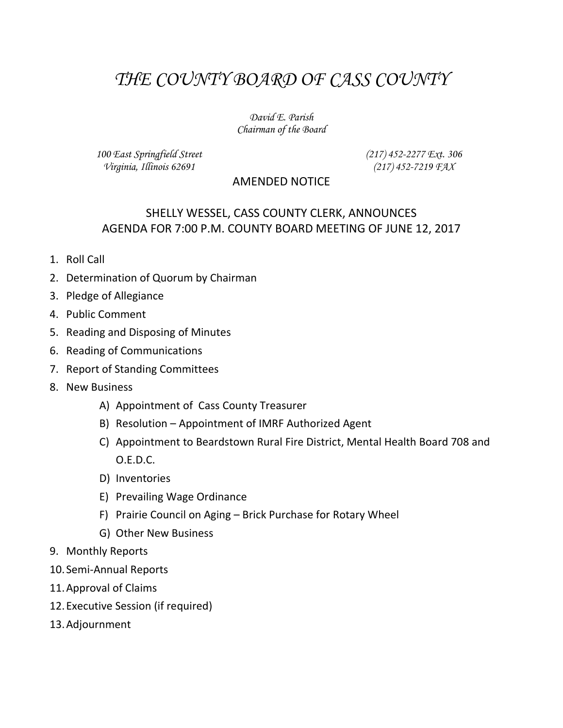# *THE COUNTY BOARD OF CASS COUNTY*

*David E. Parish*
*Chairman of the Board*

*100 East Springfield Street*
*Virginia, Illinois 62691*

*(217) 452-2277 Ext. 306*
*(217) 452-7219 FAX*

AMENDED NOTICE

SHELLY WESSEL, CASS COUNTY CLERK, ANNOUNCES
AGENDA FOR 7:00 P.M. COUNTY BOARD MEETING OF JUNE 12, 2017

1. Roll Call
2. Determination of Quorum by Chairman
3. Pledge of Allegiance
4. Public Comment
5. Reading and Disposing of Minutes
6. Reading of Communications
7. Report of Standing Committees
8. New Business
    - A) Appointment of Cass County Treasurer
    - B) Resolution – Appointment of IMRF Authorized Agent
    - C) Appointment to Beardstown Rural Fire District, Mental Health Board 708 and O.E.D.C.
    - D) Inventories
    - E) Prevailing Wage Ordinance
    - F) Prairie Council on Aging – Brick Purchase for Rotary Wheel
    - G) Other New Business
9. Monthly Reports
10. Semi-Annual Reports
11. Approval of Claims
12. Executive Session (if required)
13. Adjournment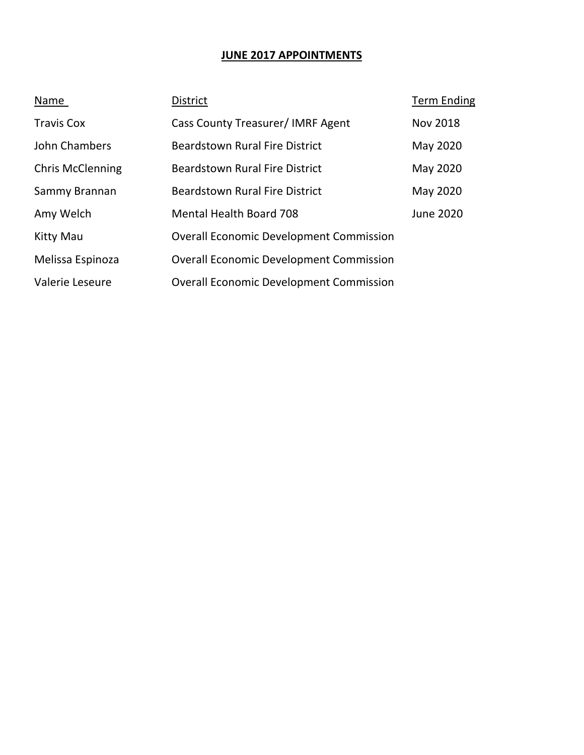**JUNE 2017 APPOINTMENTS**

| Name | District | Term Ending |
| --- | --- | --- |
| Travis Cox | Cass County Treasurer/ IMRF Agent | Nov 2018 |
| John Chambers | Beardstown Rural Fire District | May 2020 |
| Chris McClenning | Beardstown Rural Fire District | May 2020 |
| Sammy Brannan | Beardstown Rural Fire District | May 2020 |
| Amy Welch | Mental Health Board 708 | June 2020 |
| Kitty Mau | Overall Economic Development Commission | |
| Melissa Espinoza | Overall Economic Development Commission | |
| Valerie Leseure | Overall Economic Development Commission | |